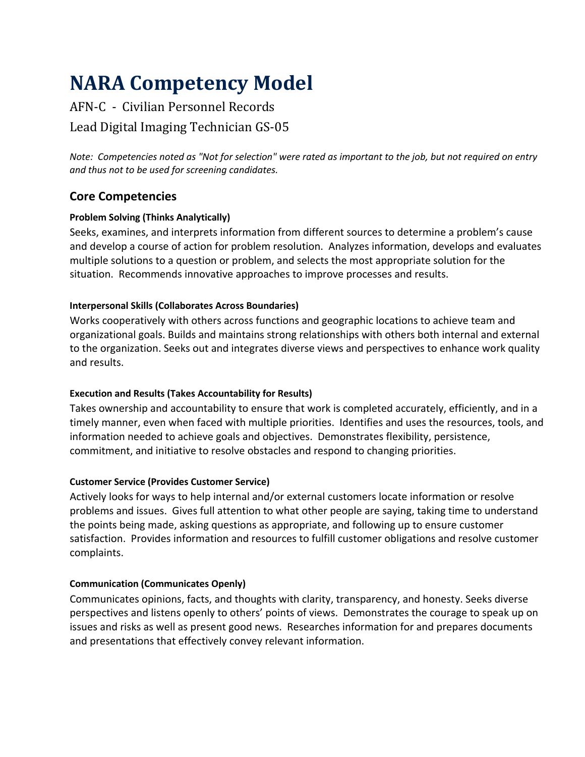# NARA Competency Model

AFN-C - Civilian Personnel Records

Lead Digital Imaging Technician GS-05

*Note: Competencies noted as "Not for selection" were rated as important to the job, but not required on entry and thus not to be used for screening candidates.*

## Core Competencies

#### Problem Solving (Thinks Analytically)

Seeks, examines, and interprets information from different sources to determine a problem's cause and develop a course of action for problem resolution. Analyzes information, develops and evaluates multiple solutions to a question or problem, and selects the most appropriate solution for the situation. Recommends innovative approaches to improve processes and results.

#### Interpersonal Skills (Collaborates Across Boundaries)

Works cooperatively with others across functions and geographic locations to achieve team and organizational goals. Builds and maintains strong relationships with others both internal and external to the organization. Seeks out and integrates diverse views and perspectives to enhance work quality and results.

#### Execution and Results (Takes Accountability for Results)

Takes ownership and accountability to ensure that work is completed accurately, efficiently, and in a timely manner, even when faced with multiple priorities. Identifies and uses the resources, tools, and information needed to achieve goals and objectives. Demonstrates flexibility, persistence, commitment, and initiative to resolve obstacles and respond to changing priorities.

#### Customer Service (Provides Customer Service)

Actively looks for ways to help internal and/or external customers locate information or resolve problems and issues. Gives full attention to what other people are saying, taking time to understand the points being made, asking questions as appropriate, and following up to ensure customer satisfaction. Provides information and resources to fulfill customer obligations and resolve customer complaints.

#### Communication (Communicates Openly)

Communicates opinions, facts, and thoughts with clarity, transparency, and honesty. Seeks diverse perspectives and listens openly to others' points of views. Demonstrates the courage to speak up on issues and risks as well as present good news. Researches information for and prepares documents and presentations that effectively convey relevant information.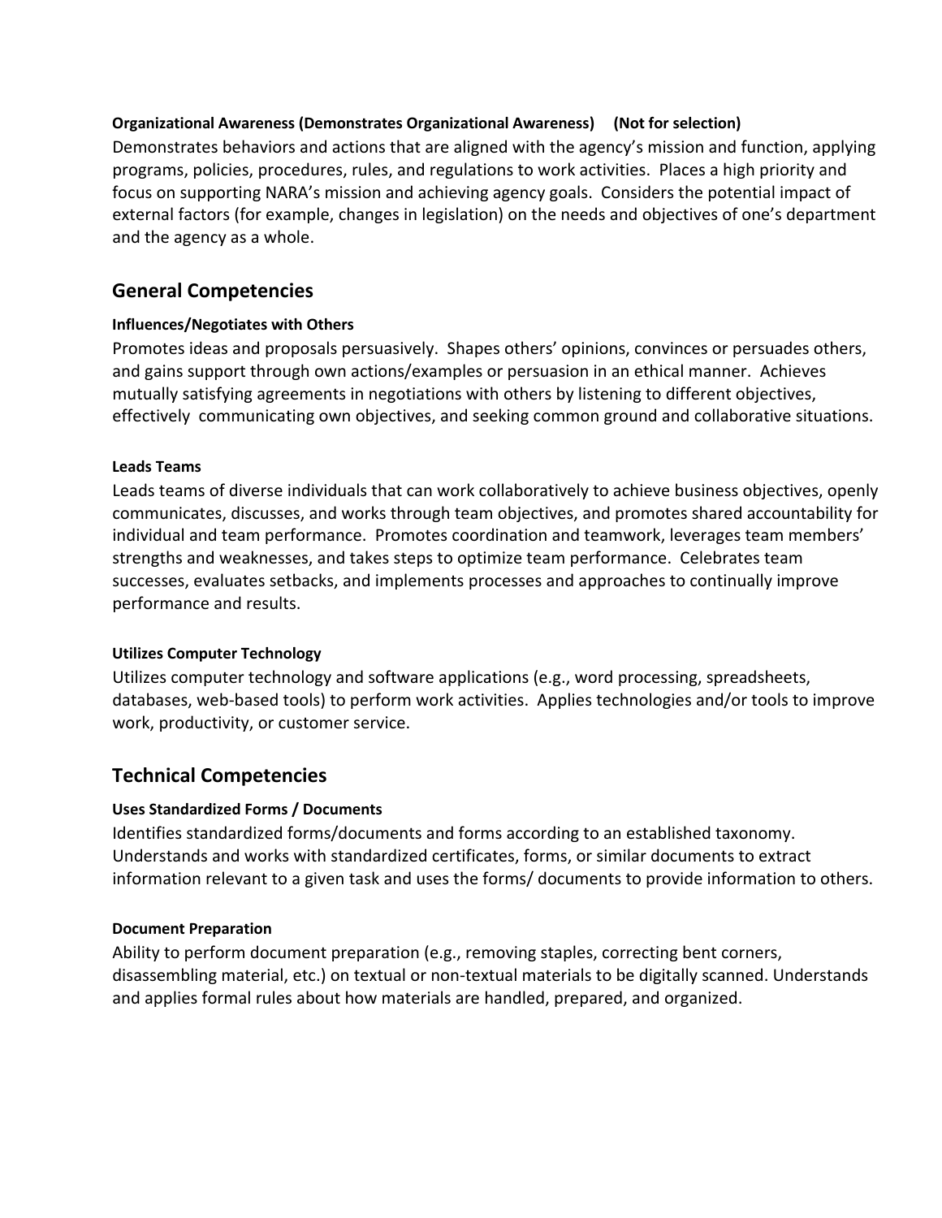**Organizational Awareness (Demonstrates Organizational Awareness) (Not for selection)**

Demonstrates behaviors and actions that are aligned with the agency's mission and function, applying programs, policies, procedures, rules, and regulations to work activities. Places a high priority and focus on supporting NARA's mission and achieving agency goals. Considers the potential impact of external factors (for example, changes in legislation) on the needs and objectives of one's department and the agency as a whole.

## General Competencies

**Influences/Negotiates with Others**

Promotes ideas and proposals persuasively. Shapes others' opinions, convinces or persuades others, and gains support through own actions/examples or persuasion in an ethical manner. Achieves mutually satisfying agreements in negotiations with others by listening to different objectives, effectively communicating own objectives, and seeking common ground and collaborative situations.

**Leads Teams**

Leads teams of diverse individuals that can work collaboratively to achieve business objectives, openly communicates, discusses, and works through team objectives, and promotes shared accountability for individual and team performance. Promotes coordination and teamwork, leverages team members' strengths and weaknesses, and takes steps to optimize team performance. Celebrates team successes, evaluates setbacks, and implements processes and approaches to continually improve performance and results.

**Utilizes Computer Technology**

Utilizes computer technology and software applications (e.g., word processing, spreadsheets, databases, web-based tools) to perform work activities. Applies technologies and/or tools to improve work, productivity, or customer service.

## Technical Competencies

**Uses Standardized Forms / Documents**

Identifies standardized forms/documents and forms according to an established taxonomy. Understands and works with standardized certificates, forms, or similar documents to extract information relevant to a given task and uses the forms/ documents to provide information to others.

**Document Preparation**

Ability to perform document preparation (e.g., removing staples, correcting bent corners, disassembling material, etc.) on textual or non-textual materials to be digitally scanned. Understands and applies formal rules about how materials are handled, prepared, and organized.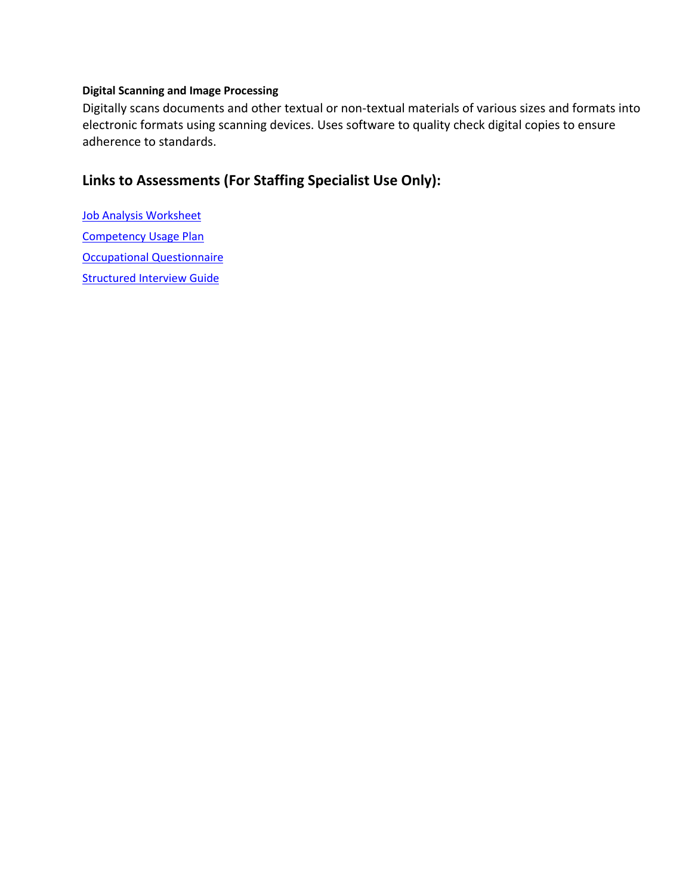**Digital Scanning and Image Processing**

Digitally scans documents and other textual or non-textual materials of various sizes and formats into electronic formats using scanning devices. Uses software to quality check digital copies to ensure adherence to standards.

## Links to Assessments (For Staffing Specialist Use Only):

Job Analysis Worksheet

Competency Usage Plan

Occupational Questionnaire

Structured Interview Guide